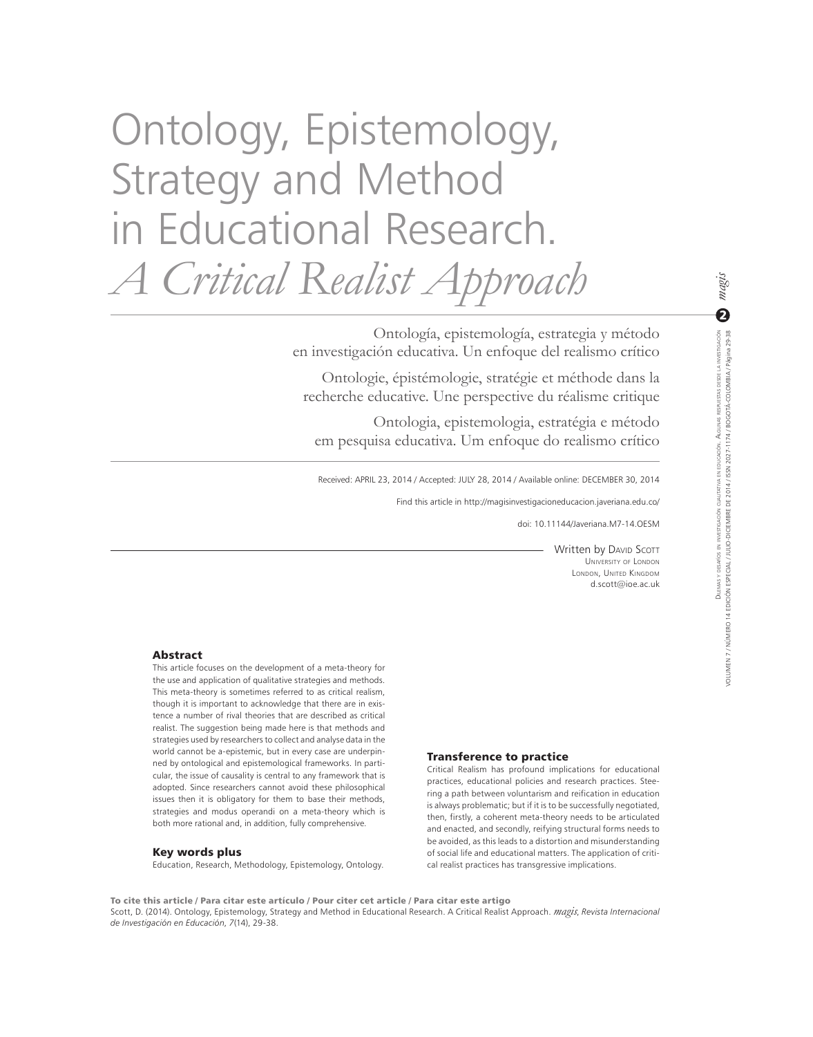# Ontology, Epistemology, Strategy and Method in Educational Research. *A Critical Realist Approach*

Ontología, epistemología, estrategia y método en investigación educativa. Un enfoque del realismo crítico

Ontologie, épistémologie, stratégie et méthode dans la recherche educative. Une perspective du réalisme critique

Ontologia, epistemologia, estratégia e método em pesquisa educativa. Um enfoque do realismo crítico

Received: APRIL 23, 2014 / Accepted: JULY 28, 2014 / Available online: DECEMBER 30, 2014

Find this article in http://magisinvestigacioneducacion.javeriana.edu.co/

doi: 10.11144/Javeriana.M7-14.OESM

Written by David Scott
University of London
London, United Kingdom
d.scott@ioe.ac.uk

## Abstract

This article focuses on the development of a meta-theory for the use and application of qualitative strategies and methods. This meta-theory is sometimes referred to as critical realism, though it is important to acknowledge that there are in existence a number of rival theories that are described as critical realist. The suggestion being made here is that methods and strategies used by researchers to collect and analyse data in the world cannot be a-epistemic, but in every case are underpinned by ontological and epistemological frameworks. In particular, the issue of causality is central to any framework that is adopted. Since researchers cannot avoid these philosophical issues then it is obligatory for them to base their methods, strategies and modus operandi on a meta-theory which is both more rational and, in addition, fully comprehensive.

## Key words plus

Education, Research, Methodology, Epistemology, Ontology.

## Transference to practice

Critical Realism has profound implications for educational practices, educational policies and research practices. Steering a path between voluntarism and reification in education is always problematic; but if it is to be successfully negotiated, then, firstly, a coherent meta-theory needs to be articulated and enacted, and secondly, reifying structural forms needs to be avoided, as this leads to a distortion and misunderstanding of social life and educational matters. The application of critical realist practices has transgressive implications.

**To cite this article / Para citar este artículo / Pour citer cet article / Para citar este artigo**

Scott, D. (2014). Ontology, Epistemology, Strategy and Method in Educational Research. A Critical Realist Approach. *magis*, *Revista Internacional de Investigación en Educación*, *7*(14), 29-38.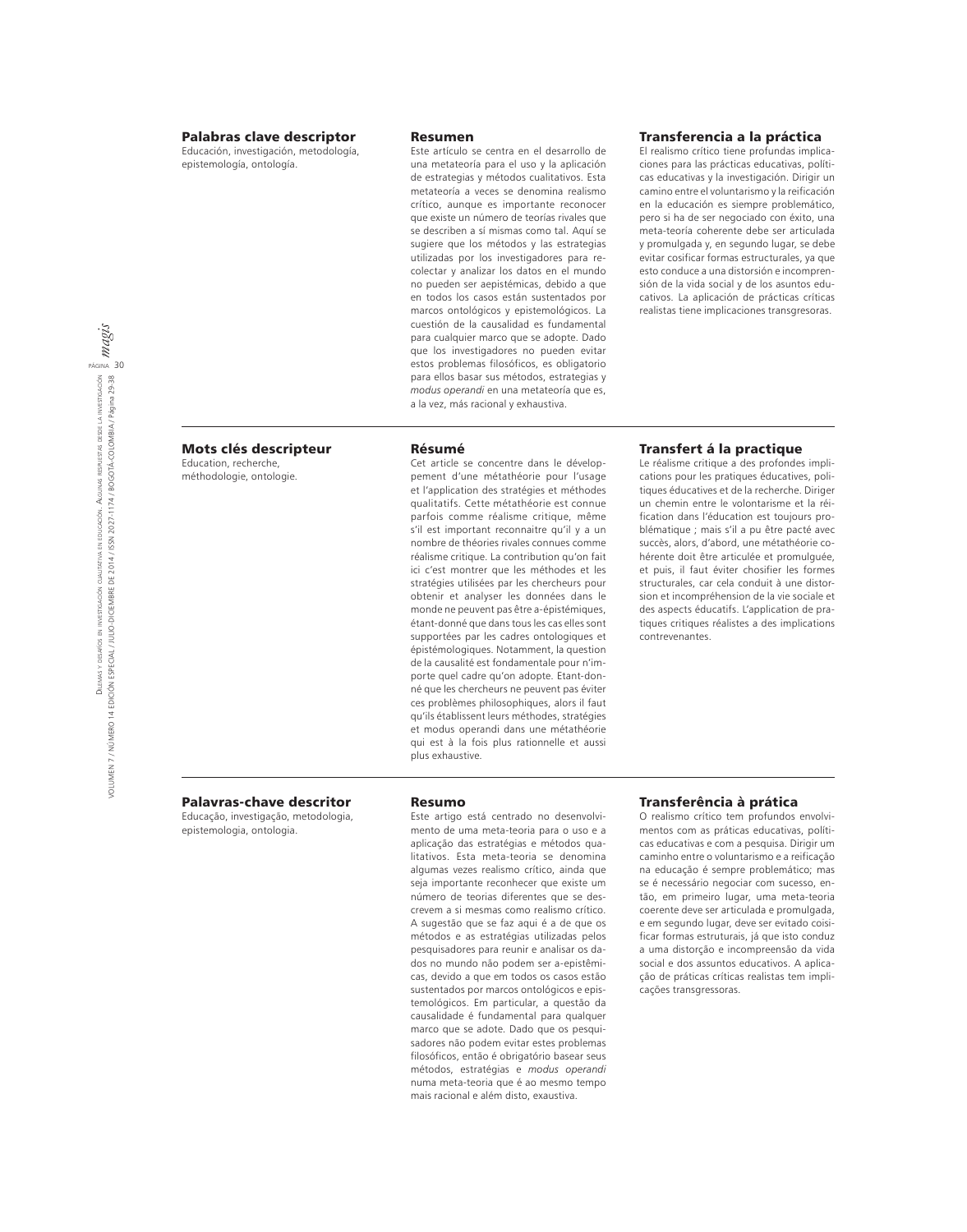#### Palabras clave descriptor

Educación, investigación, metodología, epistemología, ontología.

#### Resumen

Este artículo se centra en el desarrollo de una metateoría para el uso y la aplicación de estrategias y métodos cualitativos. Esta metateoría a veces se denomina realismo crítico, aunque es importante reconocer que existe un número de teorías rivales que se describen a sí mismas como tal. Aquí se sugiere que los métodos y las estrategias utilizadas por los investigadores para recolectar y analizar los datos en el mundo no pueden ser aepistémicas, debido a que en todos los casos están sustentados por marcos ontológicos y epistemológicos. La cuestión de la causalidad es fundamental para cualquier marco que se adopte. Dado que los investigadores no pueden evitar estos problemas filosóficos, es obligatorio para ellos basar sus métodos, estrategias y *modus operandi* en una metateoría que es, a la vez, más racional y exhaustiva.

#### Transferencia a la práctica

El realismo crítico tiene profundas implicaciones para las prácticas educativas, políticas educativas y la investigación. Dirigir un camino entre el voluntarismo y la reificación en la educación es siempre problemático, pero si ha de ser negociado con éxito, una meta-teoría coherente debe ser articulada y promulgada y, en segundo lugar, se debe evitar cosificar formas estructurales, ya que esto conduce a una distorsión e incomprensión de la vida social y de los asuntos educativos. La aplicación de prácticas críticas realistas tiene implicaciones transgresoras.

---

#### Mots clés descripteur

Education, recherche, méthodologie, ontologie.

#### Résumé

Cet article se concentre dans le développement d'une méthathéorie pour l'usage et l'application des stratégies et méthodes qualitatifs. Cette méthathéorie est connue parfois comme réalisme critique, même s'il est important reconnaitre qu'il y a un nombre de théories rivales connues comme réalisme critique. La contribution qu'on fait ici c'est montrer que les méthodes et les stratégies utilisées par les chercheurs pour obtenir et analyser les données dans le monde ne peuvent pas être a-épistémiques, étant-donné que dans tous les cas elles sont supportées par les cadres ontologiques et épistémologiques. Notamment, la question de la causalité est fondamentale pour n'importe quel cadre qu'on adopte. Etant-donné que les chercheurs ne peuvent pas éviter ces problèmes philosophiques, alors il faut qu'ils établissent leurs méthodes, stratégies et modus operandi dans une méthathéorie qui est à la fois plus rationnelle et aussi plus exhaustive.

#### Transfert á la practique

Le réalisme critique a des profondes implications pour les pratiques éducatives, politiques éducatives et de la recherche. Diriger un chemin entre le volontarisme et la réification dans l'éducation est toujours problématique ; mais s'il a pu être pacté avec succès, alors, d'abord, une méthathéorie cohérente doit être articulée et promulguée, et puis, il faut éviter chosifier les formes structurelles, car cela conduit à une distorsion et incompréhension de la vie sociale et des aspects éducatifs. L'application de pratiques critiques réalistes a des implications contrevenantes.

---

#### Palavras-chave descritor

Educação, investigação, metodologia, epistemologia, ontologia.

#### Resumo

Este artigo está centrado no desenvolvimento de uma meta-teoria para o uso e a aplicação das estratégias e métodos qualitativos. Esta meta-teoria se denomina algumas vezes realismo crítico, ainda que seja importante reconhecer que existe um número de teorias diferentes que se descrevem a si mesmas como realismo crítico. A sugestão que se faz aqui é a de que os métodos e as estratégias utilizadas pelos pesquisadores para reunir e analisar os dados no mundo não podem ser a-epistêmicas, devido a que em todos os casos estão sustentados por marcos ontológicos e epistemológicos. Em particular, a questão da causalidade é fundamental para qualquer marco que se adote. Dado que os pesquisadores não podem evitar estes problemas filosóficos, então é obrigatório basear seus métodos, estratégias e *modus operandi* numa meta-teoria que é ao mesmo tempo mais racional e além disto, exaustiva.

#### Transferência à prática

O realismo crítico tem profundos envolvimentos com as práticas educativas, políticas educativas e com a pesquisa. Dirigir um caminho entre o voluntarismo e a reificação na educação é sempre problemático; mas se é necessário negociar com sucesso, então, em primeiro lugar, uma meta-teoria coerente deve ser articulada e promulgada, e em segundo lugar, deve ser evitado coisificar formas estruturais, já que isto conduz a uma distorção e incompreensão da vida social e dos assuntos educativos. A aplicação de práticas críticas realistas tem implicações transgressoras.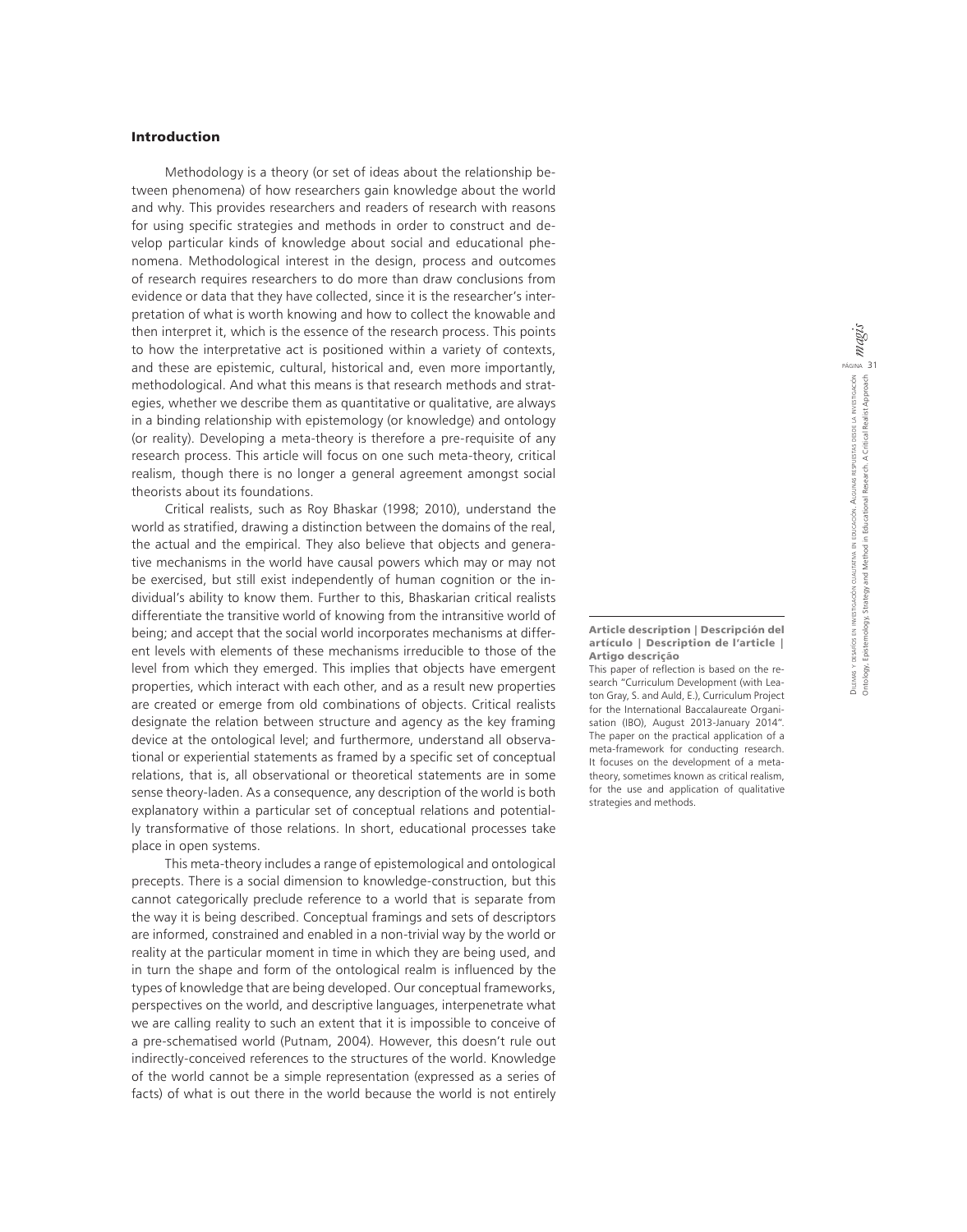## Introduction

Methodology is a theory (or set of ideas about the relationship between phenomena) of how researchers gain knowledge about the world and why. This provides researchers and readers of research with reasons for using specific strategies and methods in order to construct and develop particular kinds of knowledge about social and educational phenomena. Methodological interest in the design, process and outcomes of research requires researchers to do more than draw conclusions from evidence or data that they have collected, since it is the researcher's interpretation of what is worth knowing and how to collect the knowable and then interpret it, which is the essence of the research process. This points to how the interpretative act is positioned within a variety of contexts, and these are epistemic, cultural, historical and, even more importantly, methodological. And what this means is that research methods and strategies, whether we describe them as quantitative or qualitative, are always in a binding relationship with epistemology (or knowledge) and ontology (or reality). Developing a meta-theory is therefore a pre-requisite of any research process. This article will focus on one such meta-theory, critical realism, though there is no longer a general agreement amongst social theorists about its foundations.

Critical realists, such as Roy Bhaskar (1998; 2010), understand the world as stratified, drawing a distinction between the domains of the real, the actual and the empirical. They also believe that objects and generative mechanisms in the world have causal powers which may or may not be exercised, but still exist independently of human cognition or the individual's ability to know them. Further to this, Bhaskarian critical realists differentiate the transitive world of knowing from the intransitive world of being; and accept that the social world incorporates mechanisms at different levels with elements of these mechanisms irreducible to those of the level from which they emerged. This implies that objects have emergent properties, which interact with each other, and as a result new properties are created or emerge from old combinations of objects. Critical realists designate the relation between structure and agency as the key framing device at the ontological level; and furthermore, understand all observational or experiential statements as framed by a specific set of conceptual relations, that is, all observational or theoretical statements are in some sense theory-laden. As a consequence, any description of the world is both explanatory within a particular set of conceptual relations and potentially transformative of those relations. In short, educational processes take place in open systems.

This meta-theory includes a range of epistemological and ontological precepts. There is a social dimension to knowledge-construction, but this cannot categorically preclude reference to a world that is separate from the way it is being described. Conceptual framings and sets of descriptors are informed, constrained and enabled in a non-trivial way by the world or reality at the particular moment in time in which they are being used, and in turn the shape and form of the ontological realm is influenced by the types of knowledge that are being developed. Our conceptual frameworks, perspectives on the world, and descriptive languages, interpenetrate what we are calling reality to such an extent that it is impossible to conceive of a pre-schematised world (Putnam, 2004). However, this doesn't rule out indirectly-conceived references to the structures of the world. Knowledge of the world cannot be a simple representation (expressed as a series of facts) of what is out there in the world because the world is not entirely

**Article description | Descripción del artículo | Description de l'article | Artigo descrição**

This paper of reflection is based on the research "Curriculum Development (with Leaton Gray, S. and Auld, E.), Curriculum Project for the International Baccalaureate Organisation (IBO), August 2013-January 2014". The paper on the practical application of a meta-framework for conducting research. It focuses on the development of a meta-theory, sometimes known as critical realism, for the use and application of qualitative strategies and methods.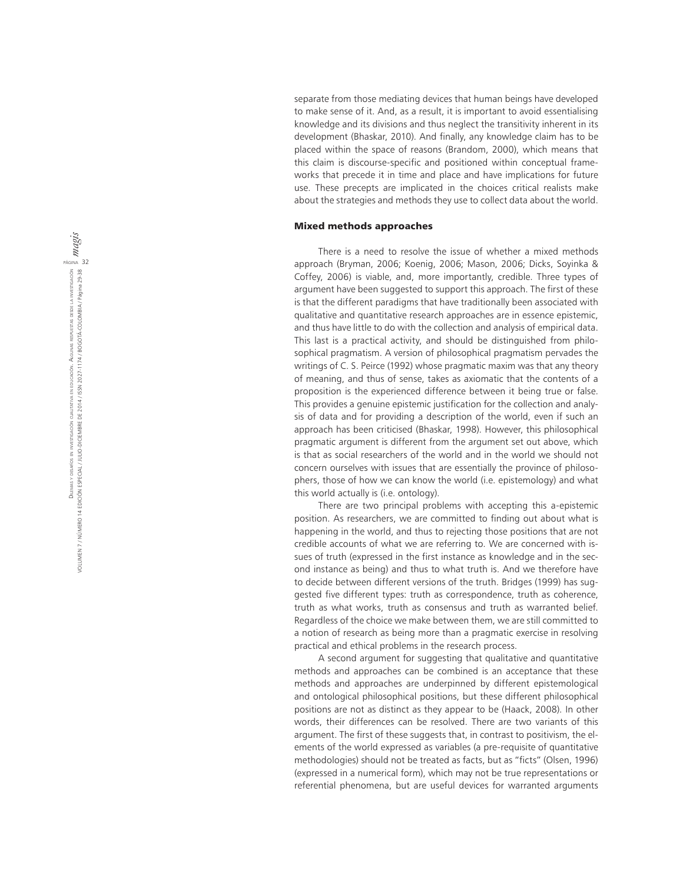separate from those mediating devices that human beings have developed to make sense of it. And, as a result, it is important to avoid essentialising knowledge and its divisions and thus neglect the transitivity inherent in its development (Bhaskar, 2010). And finally, any knowledge claim has to be placed within the space of reasons (Brandom, 2000), which means that this claim is discourse-specific and positioned within conceptual frameworks that precede it in time and place and have implications for future use. These precepts are implicated in the choices critical realists make about the strategies and methods they use to collect data about the world.

## Mixed methods approaches

There is a need to resolve the issue of whether a mixed methods approach (Bryman, 2006; Koenig, 2006; Mason, 2006; Dicks, Soyinka & Coffey, 2006) is viable, and, more importantly, credible. Three types of argument have been suggested to support this approach. The first of these is that the different paradigms that have traditionally been associated with qualitative and quantitative research approaches are in essence epistemic, and thus have little to do with the collection and analysis of empirical data. This last is a practical activity, and should be distinguished from philosophical pragmatism. A version of philosophical pragmatism pervades the writings of C. S. Peirce (1992) whose pragmatic maxim was that any theory of meaning, and thus of sense, takes as axiomatic that the contents of a proposition is the experienced difference between it being true or false. This provides a genuine epistemic justification for the collection and analysis of data and for providing a description of the world, even if such an approach has been criticised (Bhaskar, 1998). However, this philosophical pragmatic argument is different from the argument set out above, which is that as social researchers of the world and in the world we should not concern ourselves with issues that are essentially the province of philosophers, those of how we can know the world (i.e. epistemology) and what this world actually is (i.e. ontology).

There are two principal problems with accepting this a-epistemic position. As researchers, we are committed to finding out about what is happening in the world, and thus to rejecting those positions that are not credible accounts of what we are referring to. We are concerned with issues of truth (expressed in the first instance as knowledge and in the second instance as being) and thus to what truth is. And we therefore have to decide between different versions of the truth. Bridges (1999) has suggested five different types: truth as correspondence, truth as coherence, truth as what works, truth as consensus and truth as warranted belief. Regardless of the choice we make between them, we are still committed to a notion of research as being more than a pragmatic exercise in resolving practical and ethical problems in the research process.

A second argument for suggesting that qualitative and quantitative methods and approaches can be combined is an acceptance that these methods and approaches are underpinned by different epistemological and ontological philosophical positions, but these different philosophical positions are not as distinct as they appear to be (Haack, 2008). In other words, their differences can be resolved. There are two variants of this argument. The first of these suggests that, in contrast to positivism, the elements of the world expressed as variables (a pre-requisite of quantitative methodologies) should not be treated as facts, but as "ficts" (Olsen, 1996) (expressed in a numerical form), which may not be true representations or referential phenomena, but are useful devices for warranted arguments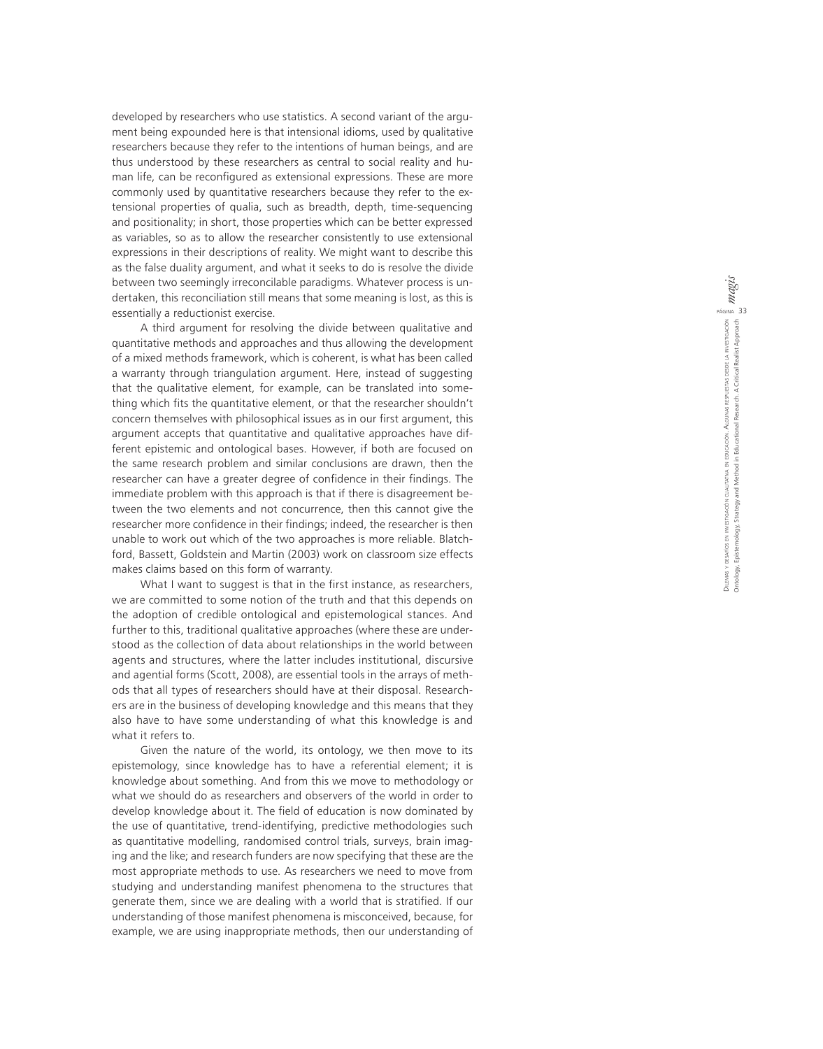developed by researchers who use statistics. A second variant of the argument being expounded here is that intensional idioms, used by qualitative researchers because they refer to the intentions of human beings, and are thus understood by these researchers as central to social reality and human life, can be reconfigured as extensional expressions. These are more commonly used by quantitative researchers because they refer to the extensional properties of qualia, such as breadth, depth, time-sequencing and positionality; in short, those properties which can be better expressed as variables, so as to allow the researcher consistently to use extensional expressions in their descriptions of reality. We might want to describe this as the false duality argument, and what it seeks to do is resolve the divide between two seemingly irreconcilable paradigms. Whatever process is undertaken, this reconciliation still means that some meaning is lost, as this is essentially a reductionist exercise.

A third argument for resolving the divide between qualitative and quantitative methods and approaches and thus allowing the development of a mixed methods framework, which is coherent, is what has been called a warranty through triangulation argument. Here, instead of suggesting that the qualitative element, for example, can be translated into something which fits the quantitative element, or that the researcher shouldn't concern themselves with philosophical issues as in our first argument, this argument accepts that quantitative and qualitative approaches have different epistemic and ontological bases. However, if both are focused on the same research problem and similar conclusions are drawn, then the researcher can have a greater degree of confidence in their findings. The immediate problem with this approach is that if there is disagreement between the two elements and not concurrence, then this cannot give the researcher more confidence in their findings; indeed, the researcher is then unable to work out which of the two approaches is more reliable. Blatchford, Bassett, Goldstein and Martin (2003) work on classroom size effects makes claims based on this form of warranty.

What I want to suggest is that in the first instance, as researchers, we are committed to some notion of the truth and that this depends on the adoption of credible ontological and epistemological stances. And further to this, traditional qualitative approaches (where these are understood as the collection of data about relationships in the world between agents and structures, where the latter includes institutional, discursive and agential forms (Scott, 2008), are essential tools in the arrays of methods that all types of researchers should have at their disposal. Researchers are in the business of developing knowledge and this means that they also have to have some understanding of what this knowledge is and what it refers to.

Given the nature of the world, its ontology, we then move to its epistemology, since knowledge has to have a referential element; it is knowledge about something. And from this we move to methodology or what we should do as researchers and observers of the world in order to develop knowledge about it. The field of education is now dominated by the use of quantitative, trend-identifying, predictive methodologies such as quantitative modelling, randomised control trials, surveys, brain imaging and the like; and research funders are now specifying that these are the most appropriate methods to use. As researchers we need to move from studying and understanding manifest phenomena to the structures that generate them, since we are dealing with a world that is stratified. If our understanding of those manifest phenomena is misconceived, because, for example, we are using inappropriate methods, then our understanding of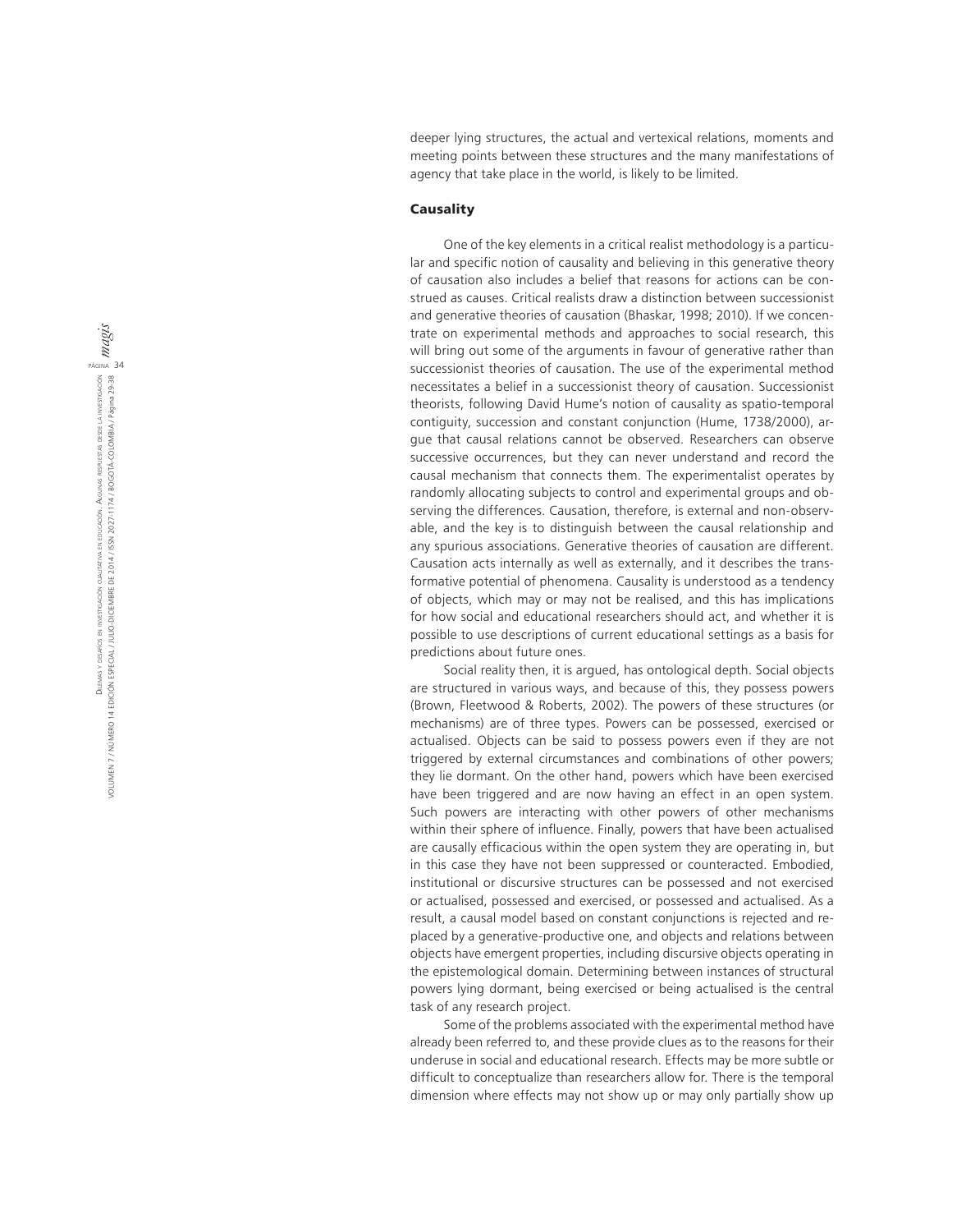deeper lying structures, the actual and vertexical relations, moments and meeting points between these structures and the many manifestations of agency that take place in the world, is likely to be limited.

## Causality

One of the key elements in a critical realist methodology is a particular and specific notion of causality and believing in this generative theory of causation also includes a belief that reasons for actions can be construed as causes. Critical realists draw a distinction between successionist and generative theories of causation (Bhaskar, 1998; 2010). If we concentrate on experimental methods and approaches to social research, this will bring out some of the arguments in favour of generative rather than successionist theories of causation. The use of the experimental method necessitates a belief in a successionist theory of causation. Successionist theorists, following David Hume's notion of causality as spatio-temporal contiguity, succession and constant conjunction (Hume, 1738/2000), argue that causal relations cannot be observed. Researchers can observe successive occurrences, but they can never understand and record the causal mechanism that connects them. The experimentalist operates by randomly allocating subjects to control and experimental groups and observing the differences. Causation, therefore, is external and non-observable, and the key is to distinguish between the causal relationship and any spurious associations. Generative theories of causation are different. Causation acts internally as well as externally, and it describes the transformative potential of phenomena. Causality is understood as a tendency of objects, which may or may not be realised, and this has implications for how social and educational researchers should act, and whether it is possible to use descriptions of current educational settings as a basis for predictions about future ones.

Social reality then, it is argued, has ontological depth. Social objects are structured in various ways, and because of this, they possess powers (Brown, Fleetwood & Roberts, 2002). The powers of these structures (or mechanisms) are of three types. Powers can be possessed, exercised or actualised. Objects can be said to possess powers even if they are not triggered by external circumstances and combinations of other powers; they lie dormant. On the other hand, powers which have been exercised have been triggered and are now having an effect in an open system. Such powers are interacting with other powers of other mechanisms within their sphere of influence. Finally, powers that have been actualised are causally efficacious within the open system they are operating in, but in this case they have not been suppressed or counteracted. Embodied, institutional or discursive structures can be possessed and not exercised or actualised, possessed and exercised, or possessed and actualised. As a result, a causal model based on constant conjunctions is rejected and replaced by a generative-productive one, and objects and relations between objects have emergent properties, including discursive objects operating in the epistemological domain. Determining between instances of structural powers lying dormant, being exercised or being actualised is the central task of any research project.

Some of the problems associated with the experimental method have already been referred to, and these provide clues as to the reasons for their underuse in social and educational research. Effects may be more subtle or difficult to conceptualize than researchers allow for. There is the temporal dimension where effects may not show up or may only partially show up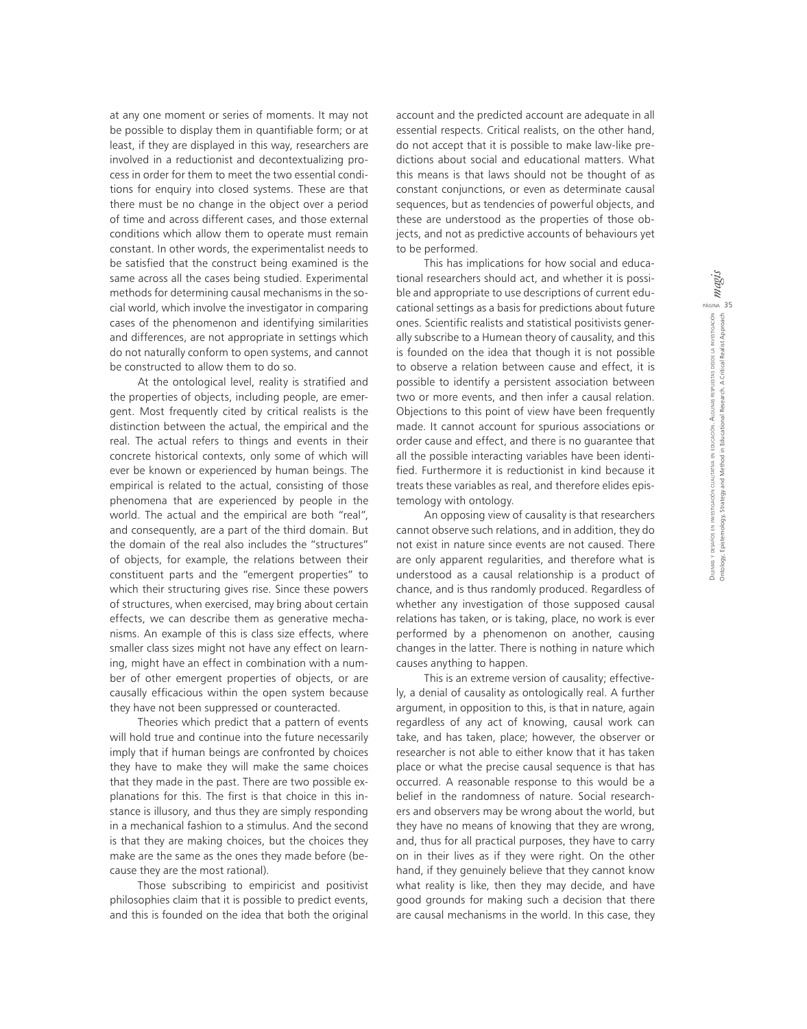at any one moment or series of moments. It may not be possible to display them in quantifiable form; or at least, if they are displayed in this way, researchers are involved in a reductionist and decontextualizing process in order for them to meet the two essential conditions for enquiry into closed systems. These are that there must be no change in the object over a period of time and across different cases, and those external conditions which allow them to operate must remain constant. In other words, the experimentalist needs to be satisfied that the construct being examined is the same across all the cases being studied. Experimental methods for determining causal mechanisms in the social world, which involve the investigator in comparing cases of the phenomenon and identifying similarities and differences, are not appropriate in settings which do not naturally conform to open systems, and cannot be constructed to allow them to do so.

At the ontological level, reality is stratified and the properties of objects, including people, are emergent. Most frequently cited by critical realists is the distinction between the actual, the empirical and the real. The actual refers to things and events in their concrete historical contexts, only some of which will ever be known or experienced by human beings. The empirical is related to the actual, consisting of those phenomena that are experienced by people in the world. The actual and the empirical are both "real", and consequently, are a part of the third domain. But the domain of the real also includes the "structures" of objects, for example, the relations between their constituent parts and the "emergent properties" to which their structuring gives rise. Since these powers of structures, when exercised, may bring about certain effects, we can describe them as generative mechanisms. An example of this is class size effects, where smaller class sizes might not have any effect on learning, might have an effect in combination with a number of other emergent properties of objects, or are causally efficacious within the open system because they have not been suppressed or counteracted.

Theories which predict that a pattern of events will hold true and continue into the future necessarily imply that if human beings are confronted by choices they have to make they will make the same choices that they made in the past. There are two possible explanations for this. The first is that choice in this instance is illusory, and thus they are simply responding in a mechanical fashion to a stimulus. And the second is that they are making choices, but the choices they make are the same as the ones they made before (because they are the most rational).

Those subscribing to empiricist and positivist philosophies claim that it is possible to predict events, and this is founded on the idea that both the original account and the predicted account are adequate in all essential respects. Critical realists, on the other hand, do not accept that it is possible to make law-like predictions about social and educational matters. What this means is that laws should not be thought of as constant conjunctions, or even as determinate causal sequences, but as tendencies of powerful objects, and these are understood as the properties of those objects, and not as predictive accounts of behaviours yet to be performed.

This has implications for how social and educational researchers should act, and whether it is possible and appropriate to use descriptions of current educational settings as a basis for predictions about future ones. Scientific realists and statistical positivists generally subscribe to a Humean theory of causality, and this is founded on the idea that though it is not possible to observe a relation between cause and effect, it is possible to identify a persistent association between two or more events, and then infer a causal relation. Objections to this point of view have been frequently made. It cannot account for spurious associations or order cause and effect, and there is no guarantee that all the possible interacting variables have been identified. Furthermore it is reductionist in kind because it treats these variables as real, and therefore elides epistemology with ontology.

An opposing view of causality is that researchers cannot observe such relations, and in addition, they do not exist in nature since events are not caused. There are only apparent regularities, and therefore what is understood as a causal relationship is a product of chance, and is thus randomly produced. Regardless of whether any investigation of those supposed causal relations has taken, or is taking, place, no work is ever performed by a phenomenon on another, causing changes in the latter. There is nothing in nature which causes anything to happen.

This is an extreme version of causality; effectively, a denial of causality as ontologically real. A further argument, in opposition to this, is that in nature, again regardless of any act of knowing, causal work can take, and has taken, place; however, the observer or researcher is not able to either know that it has taken place or what the precise causal sequence is that has occurred. A reasonable response to this would be a belief in the randomness of nature. Social researchers and observers may be wrong about the world, but they have no means of knowing that they are wrong, and, thus for all practical purposes, they have to carry on in their lives as if they were right. On the other hand, if they genuinely believe that they cannot know what reality is like, then they may decide, and have good grounds for making such a decision that there are causal mechanisms in the world. In this case, they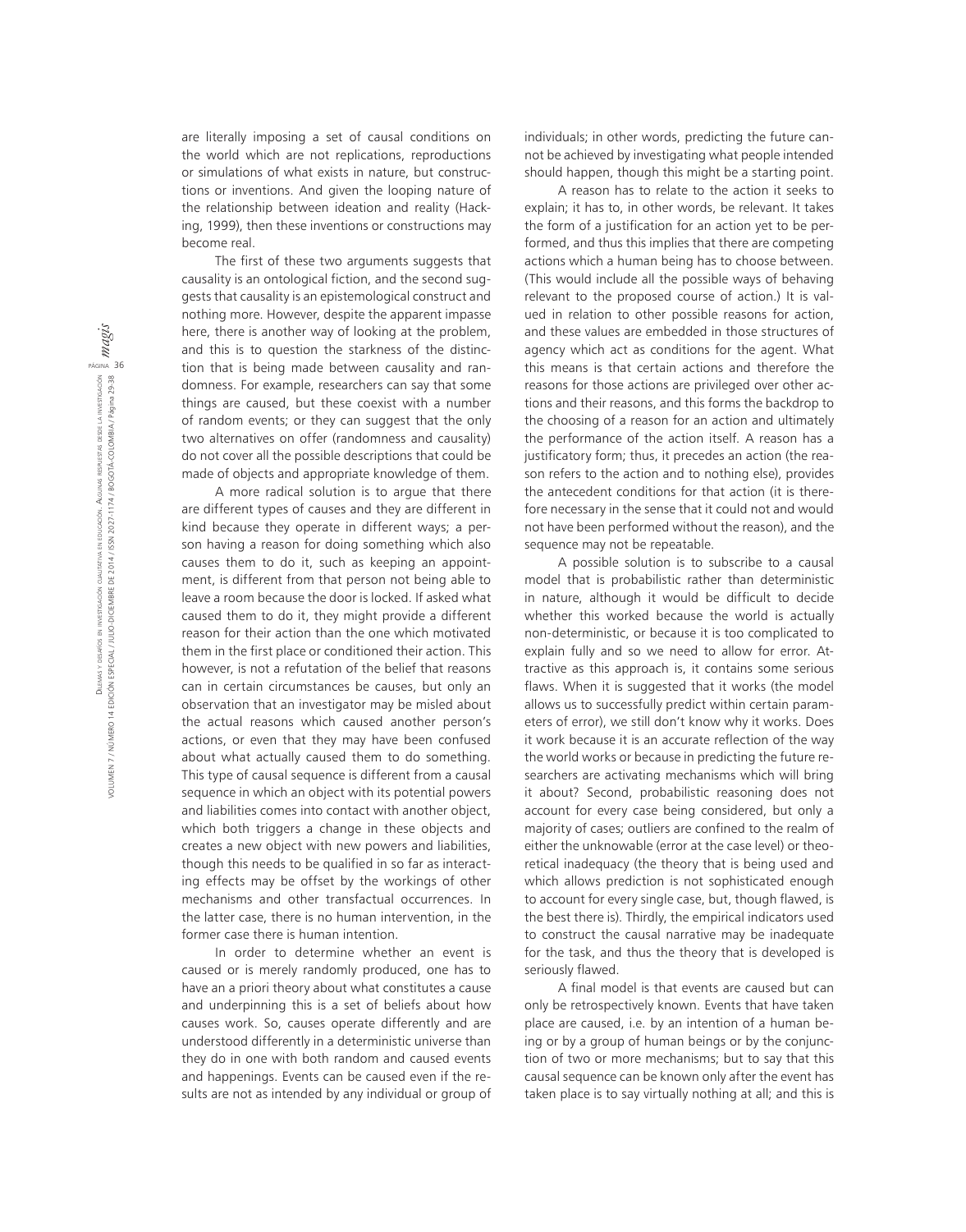are literally imposing a set of causal conditions on the world which are not replications, reproductions or simulations of what exists in nature, but constructions or inventions. And given the looping nature of the relationship between ideation and reality (Hacking, 1999), then these inventions or constructions may become real.

The first of these two arguments suggests that causality is an ontological fiction, and the second suggests that causality is an epistemological construct and nothing more. However, despite the apparent impasse here, there is another way of looking at the problem, and this is to question the starkness of the distinction that is being made between causality and randomness. For example, researchers can say that some things are caused, but these coexist with a number of random events; or they can suggest that the only two alternatives on offer (randomness and causality) do not cover all the possible descriptions that could be made of objects and appropriate knowledge of them.

A more radical solution is to argue that there are different types of causes and they are different in kind because they operate in different ways; a person having a reason for doing something which also causes them to do it, such as keeping an appointment, is different from that person not being able to leave a room because the door is locked. If asked what caused them to do it, they might provide a different reason for their action than the one which motivated them in the first place or conditioned their action. This however, is not a refutation of the belief that reasons can in certain circumstances be causes, but only an observation that an investigator may be misled about the actual reasons which caused another person's actions, or even that they may have been confused about what actually caused them to do something. This type of causal sequence is different from a causal sequence in which an object with its potential powers and liabilities comes into contact with another object, which both triggers a change in these objects and creates a new object with new powers and liabilities, though this needs to be qualified in so far as interacting effects may be offset by the workings of other mechanisms and other transfactual occurrences. In the latter case, there is no human intervention, in the former case there is human intention.

In order to determine whether an event is caused or is merely randomly produced, one has to have an a priori theory about what constitutes a cause and underpinning this is a set of beliefs about how causes work. So, causes operate differently and are understood differently in a deterministic universe than they do in one with both random and caused events and happenings. Events can be caused even if the results are not as intended by any individual or group of individuals; in other words, predicting the future cannot be achieved by investigating what people intended should happen, though this might be a starting point.

A reason has to relate to the action it seeks to explain; it has to, in other words, be relevant. It takes the form of a justification for an action yet to be performed, and thus this implies that there are competing actions which a human being has to choose between. (This would include all the possible ways of behaving relevant to the proposed course of action.) It is valued in relation to other possible reasons for action, and these values are embedded in those structures of agency which act as conditions for the agent. What this means is that certain actions and therefore the reasons for those actions are privileged over other actions and their reasons, and this forms the backdrop to the choosing of a reason for an action and ultimately the performance of the action itself. A reason has a justificatory form; thus, it precedes an action (the reason refers to the action and to nothing else), provides the antecedent conditions for that action (it is therefore necessary in the sense that it could not and would not have been performed without the reason), and the sequence may not be repeatable.

A possible solution is to subscribe to a causal model that is probabilistic rather than deterministic in nature, although it would be difficult to decide whether this worked because the world is actually non-deterministic, or because it is too complicated to explain fully and so we need to allow for error. Attractive as this approach is, it contains some serious flaws. When it is suggested that it works (the model allows us to successfully predict within certain parameters of error), we still don't know why it works. Does it work because it is an accurate reflection of the way the world works or because in predicting the future researchers are activating mechanisms which will bring it about? Second, probabilistic reasoning does not account for every case being considered, but only a majority of cases; outliers are confined to the realm of either the unknowable (error at the case level) or theoretical inadequacy (the theory that is being used and which allows prediction is not sophisticated enough to account for every single case, but, though flawed, is the best there is). Thirdly, the empirical indicators used to construct the causal narrative may be inadequate for the task, and thus the theory that is developed is seriously flawed.

A final model is that events are caused but can only be retrospectively known. Events that have taken place are caused, i.e. by an intention of a human being or by a group of human beings or by the conjunction of two or more mechanisms; but to say that this causal sequence can be known only after the event has taken place is to say virtually nothing at all; and this is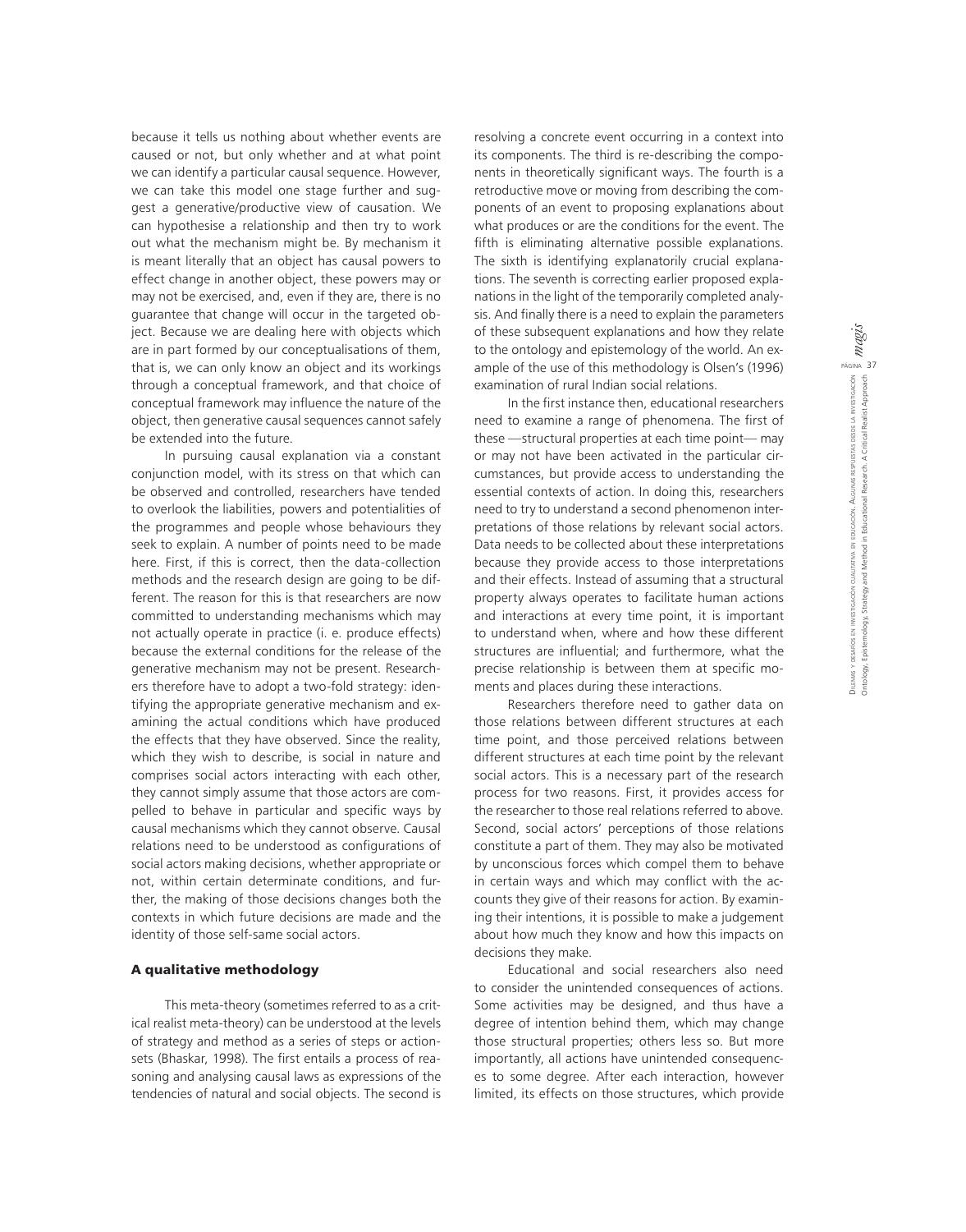because it tells us nothing about whether events are caused or not, but only whether and at what point we can identify a particular causal sequence. However, we can take this model one stage further and suggest a generative/productive view of causation. We can hypothesise a relationship and then try to work out what the mechanism might be. By mechanism it is meant literally that an object has causal powers to effect change in another object, these powers may or may not be exercised, and, even if they are, there is no guarantee that change will occur in the targeted object. Because we are dealing here with objects which are in part formed by our conceptualisations of them, that is, we can only know an object and its workings through a conceptual framework, and that choice of conceptual framework may influence the nature of the object, then generative causal sequences cannot safely be extended into the future.

In pursuing causal explanation via a constant conjunction model, with its stress on that which can be observed and controlled, researchers have tended to overlook the liabilities, powers and potentialities of the programmes and people whose behaviours they seek to explain. A number of points need to be made here. First, if this is correct, then the data-collection methods and the research design are going to be different. The reason for this is that researchers are now committed to understanding mechanisms which may not actually operate in practice (i. e. produce effects) because the external conditions for the release of the generative mechanism may not be present. Researchers therefore have to adopt a two-fold strategy: identifying the appropriate generative mechanism and examining the actual conditions which have produced the effects that they have observed. Since the reality, which they wish to describe, is social in nature and comprises social actors interacting with each other, they cannot simply assume that those actors are compelled to behave in particular and specific ways by causal mechanisms which they cannot observe. Causal relations need to be understood as configurations of social actors making decisions, whether appropriate or not, within certain determinate conditions, and further, the making of those decisions changes both the contexts in which future decisions are made and the identity of those self-same social actors.

## A qualitative methodology

This meta-theory (sometimes referred to as a critical realist meta-theory) can be understood at the levels of strategy and method as a series of steps or action-sets (Bhaskar, 1998). The first entails a process of reasoning and analysing causal laws as expressions of the tendencies of natural and social objects. The second is resolving a concrete event occurring in a context into its components. The third is re-describing the components in theoretically significant ways. The fourth is a retroductive move or moving from describing the components of an event to proposing explanations about what produces or are the conditions for the event. The fifth is eliminating alternative possible explanations. The sixth is identifying explanatorily crucial explanations. The seventh is correcting earlier proposed explanations in the light of the temporarily completed analysis. And finally there is a need to explain the parameters of these subsequent explanations and how they relate to the ontology and epistemology of the world. An example of the use of this methodology is Olsen's (1996) examination of rural Indian social relations.

In the first instance then, educational researchers need to examine a range of phenomena. The first of these —structural properties at each time point— may or may not have been activated in the particular circumstances, but provide access to understanding the essential contexts of action. In doing this, researchers need to try to understand a second phenomenon interpretations of those relations by relevant social actors. Data needs to be collected about these interpretations because they provide access to those interpretations and their effects. Instead of assuming that a structural property always operates to facilitate human actions and interactions at every time point, it is important to understand when, where and how these different structures are influential; and furthermore, what the precise relationship is between them at specific moments and places during these interactions.

Researchers therefore need to gather data on those relations between different structures at each time point, and those perceived relations between different structures at each time point by the relevant social actors. This is a necessary part of the research process for two reasons. First, it provides access for the researcher to those real relations referred to above. Second, social actors' perceptions of those relations constitute a part of them. They may also be motivated by unconscious forces which compel them to behave in certain ways and which may conflict with the accounts they give of their reasons for action. By examining their intentions, it is possible to make a judgement about how much they know and how this impacts on decisions they make.

Educational and social researchers also need to consider the unintended consequences of actions. Some activities may be designed, and thus have a degree of intention behind them, which may change those structural properties; others less so. But more importantly, all actions have unintended consequences to some degree. After each interaction, however limited, its effects on those structures, which provide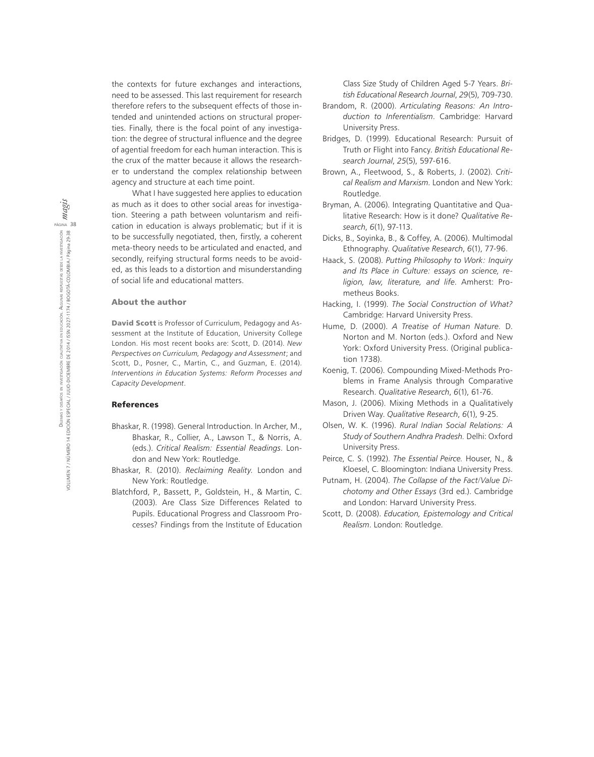the contexts for future exchanges and interactions, need to be assessed. This last requirement for research therefore refers to the subsequent effects of those intended and unintended actions on structural properties. Finally, there is the focal point of any investigation: the degree of structural influence and the degree of agential freedom for each human interaction. This is the crux of the matter because it allows the researcher to understand the complex relationship between agency and structure at each time point.

What I have suggested here applies to education as much as it does to other social areas for investigation. Steering a path between voluntarism and reification in education is always problematic; but if it is to be successfully negotiated, then, firstly, a coherent meta-theory needs to be articulated and enacted, and secondly, reifying structural forms needs to be avoided, as this leads to a distortion and misunderstanding of social life and educational matters.

### About the author

**David Scott** is Professor of Curriculum, Pedagogy and Assessment at the Institute of Education, University College London. His most recent books are: Scott, D. (2014). *New Perspectives on Curriculum, Pedagogy and Assessment*; and Scott, D., Posner, C., Martin, C., and Guzman, E. (2014). *Interventions in Education Systems: Reform Processes and Capacity Development*.

### References

Bhaskar, R. (1998). General Introduction. In Archer, M., Bhaskar, R., Collier, A., Lawson T., & Norris, A. (eds.). *Critical Realism: Essential Readings*. London and New York: Routledge.

Bhaskar, R. (2010). *Reclaiming Reality*. London and New York: Routledge.

Blatchford, P., Bassett, P., Goldstein, H., & Martin, C. (2003). Are Class Size Differences Related to Pupils. Educational Progress and Classroom Processes? Findings from the Institute of Education Class Size Study of Children Aged 5-7 Years. *British Educational Research Journal*, *29*(5), 709-730.

Brandom, R. (2000). *Articulating Reasons: An Introduction to Inferentialism*. Cambridge: Harvard University Press.

Bridges, D. (1999). Educational Research: Pursuit of Truth or Flight into Fancy. *British Educational Research Journal*, *25*(5), 597-616.

Brown, A., Fleetwood, S., & Roberts, J. (2002). *Critical Realism and Marxism*. London and New York: Routledge.

Bryman, A. (2006). Integrating Quantitative and Qualitative Research: How is it done? *Qualitative Research*, *6*(1), 97-113.

Dicks, B., Soyinka, B., & Coffey, A. (2006). Multimodal Ethnography. *Qualitative Research*, *6*(1), 77-96.

Haack, S. (2008). *Putting Philosophy to Work: Inquiry and Its Place in Culture: essays on science, religion, law, literature, and life*. Amherst: Prometheus Books.

Hacking, I. (1999). *The Social Construction of What?* Cambridge: Harvard University Press.

Hume, D. (2000). *A Treatise of Human Nature*. D. Norton and M. Norton (eds.). Oxford and New York: Oxford University Press. (Original publication 1738).

Koenig, T. (2006). Compounding Mixed-Methods Problems in Frame Analysis through Comparative Research. *Qualitative Research*, *6*(1), 61-76.

Mason, J. (2006). Mixing Methods in a Qualitatively Driven Way. *Qualitative Research*, *6*(1), 9-25.

Olsen, W. K. (1996). *Rural Indian Social Relations: A Study of Southern Andhra Pradesh*. Delhi: Oxford University Press.

Peirce, C. S. (1992). *The Essential Peirce*. Houser, N., & Kloesel, C. Bloomington: Indiana University Press.

Putnam, H. (2004). *The Collapse of the Fact/Value Dichotomy and Other Essays* (3rd ed.). Cambridge and London: Harvard University Press.

Scott, D. (2008). *Education, Epistemology and Critical Realism*. London: Routledge.